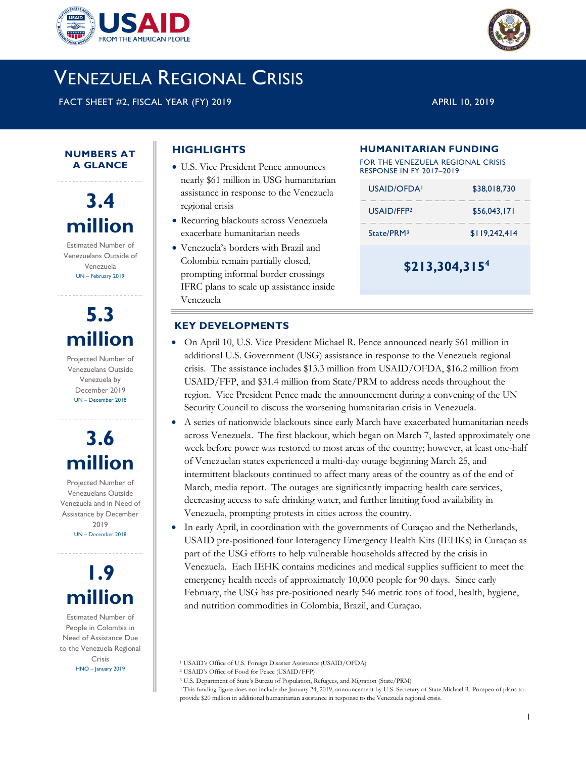USAID FROM THE AMERICAN PEOPLE

# Venezuela Regional Crisis

FACT SHEET #2, FISCAL YEAR (FY) 2019

APRIL 10, 2019

## NUMBERS AT A GLANCE

**3.4 million**

Estimated Number of Venezuelans Outside of Venezuela

UN – February 2019

**5.3 million**

Projected Number of Venezuelans Outside Venezuela by December 2019

UN – December 2018

**3.6 million**

Projected Number of Venezuelans Outside Venezuela and in Need of Assistance by December 2019

UN – December 2018

**1.9 million**

Estimated Number of People in Colombia in Need of Assistance Due to the Venezuela Regional Crisis

HNO – January 2019

## HIGHLIGHTS

- U.S. Vice President Pence announces nearly $61 million in USG humanitarian assistance in response to the Venezuela regional crisis
- Recurring blackouts across Venezuela exacerbate humanitarian needs
- Venezuela's borders with Brazil and Colombia remain partially closed, prompting informal border crossings IFRC plans to scale up assistance inside Venezuela

## HUMANITARIAN FUNDING

FOR THE VENEZUELA REGIONAL CRISIS RESPONSE IN FY 2017–2019

| | |
|---|---|
| USAID/OFDA[1] | $38,018,730 |
| USAID/FFP[2] | $56,043,171 |
| State/PRM[3] | $119,242,414 |
| | **$213,304,315[4]** |

## KEY DEVELOPMENTS

- On April 10, U.S. Vice President Michael R. Pence announced nearly $61 million in additional U.S. Government (USG) assistance in response to the Venezuela regional crisis. The assistance includes $13.3 million from USAID/OFDA, $16.2 million from USAID/FFP, and $31.4 million from State/PRM to address needs throughout the region. Vice President Pence made the announcement during a convening of the UN Security Council to discuss the worsening humanitarian crisis in Venezuela.
- A series of nationwide blackouts since early March have exacerbated humanitarian needs across Venezuela. The first blackout, which began on March 7, lasted approximately one week before power was restored to most areas of the country; however, at least one-half of Venezuelan states experienced a multi-day outage beginning March 25, and intermittent blackouts continued to affect many areas of the country as of the end of March, media report. The outages are significantly impacting health care services, decreasing access to safe drinking water, and further limiting food availability in Venezuela, prompting protests in cities across the country.
- In early April, in coordination with the governments of Curaçao and the Netherlands, USAID pre-positioned four Interagency Emergency Health Kits (IEHKs) in Curaçao as part of the USG efforts to help vulnerable households affected by the crisis in Venezuela. Each IEHK contains medicines and medical supplies sufficient to meet the emergency health needs of approximately 10,000 people for 90 days. Since early February, the USG has pre-positioned nearly 546 metric tons of food, health, hygiene, and nutrition commodities in Colombia, Brazil, and Curaçao.

[1] USAID's Office of U.S. Foreign Disaster Assistance (USAID/OFDA)

[2] USAID's Office of Food for Peace (USAID/FFP)

[3] U.S. Department of State's Bureau of Population, Refugees, and Migration (State/PRM)

[4] This funding figure does not include the January 24, 2019, announcement by U.S. Secretary of State Michael R. Pompeo of plans to provide $20 million in additional humanitarian assistance in response to the Venezuela regional crisis.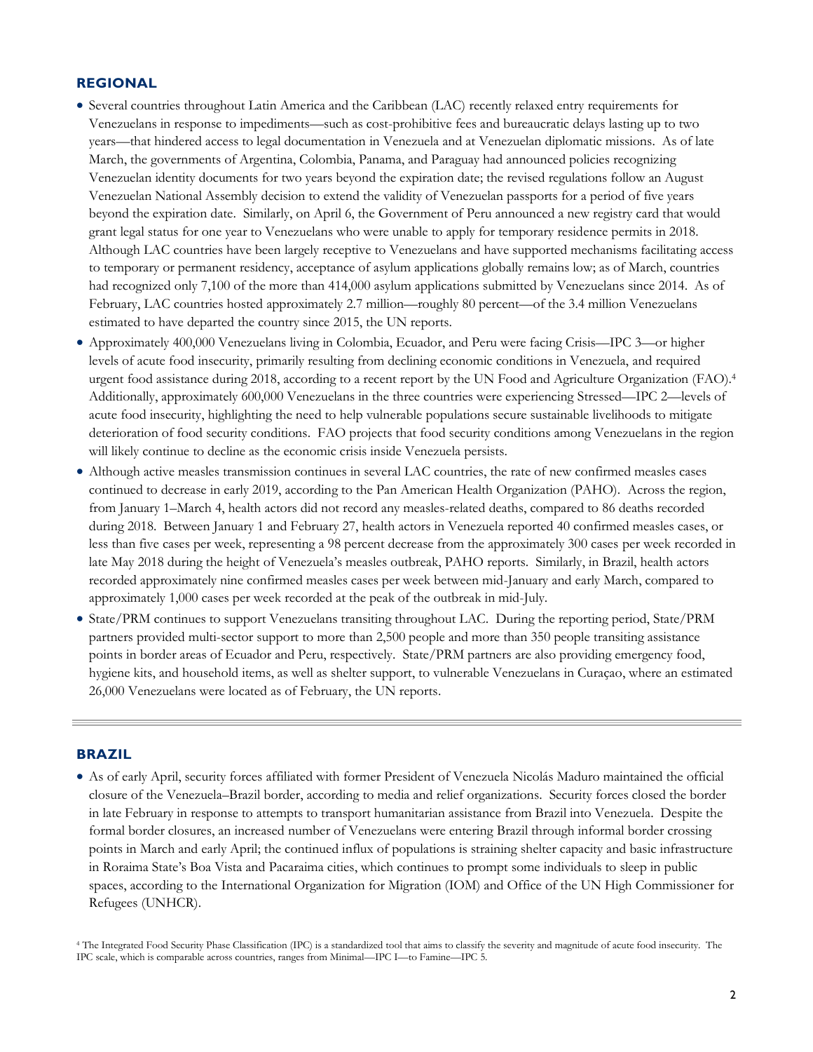## REGIONAL

- Several countries throughout Latin America and the Caribbean (LAC) recently relaxed entry requirements for Venezuelans in response to impediments—such as cost-prohibitive fees and bureaucratic delays lasting up to two years—that hindered access to legal documentation in Venezuela and at Venezuelan diplomatic missions. As of late March, the governments of Argentina, Colombia, Panama, and Paraguay had announced policies recognizing Venezuelan identity documents for two years beyond the expiration date; the revised regulations follow an August Venezuelan National Assembly decision to extend the validity of Venezuelan passports for a period of five years beyond the expiration date. Similarly, on April 6, the Government of Peru announced a new registry card that would grant legal status for one year to Venezuelans who were unable to apply for temporary residence permits in 2018. Although LAC countries have been largely receptive to Venezuelans and have supported mechanisms facilitating access to temporary or permanent residency, acceptance of asylum applications globally remains low; as of March, countries had recognized only 7,100 of the more than 414,000 asylum applications submitted by Venezuelans since 2014. As of February, LAC countries hosted approximately 2.7 million—roughly 80 percent—of the 3.4 million Venezuelans estimated to have departed the country since 2015, the UN reports.
- Approximately 400,000 Venezuelans living in Colombia, Ecuador, and Peru were facing Crisis—IPC 3—or higher levels of acute food insecurity, primarily resulting from declining economic conditions in Venezuela, and required urgent food assistance during 2018, according to a recent report by the UN Food and Agriculture Organization (FAO).[4] Additionally, approximately 600,000 Venezuelans in the three countries were experiencing Stressed—IPC 2—levels of acute food insecurity, highlighting the need to help vulnerable populations secure sustainable livelihoods to mitigate deterioration of food security conditions. FAO projects that food security conditions among Venezuelans in the region will likely continue to decline as the economic crisis inside Venezuela persists.
- Although active measles transmission continues in several LAC countries, the rate of new confirmed measles cases continued to decrease in early 2019, according to the Pan American Health Organization (PAHO). Across the region, from January 1–March 4, health actors did not record any measles-related deaths, compared to 86 deaths recorded during 2018. Between January 1 and February 27, health actors in Venezuela reported 40 confirmed measles cases, or less than five cases per week, representing a 98 percent decrease from the approximately 300 cases per week recorded in late May 2018 during the height of Venezuela's measles outbreak, PAHO reports. Similarly, in Brazil, health actors recorded approximately nine confirmed measles cases per week between mid-January and early March, compared to approximately 1,000 cases per week recorded at the peak of the outbreak in mid-July.
- State/PRM continues to support Venezuelans transiting throughout LAC. During the reporting period, State/PRM partners provided multi-sector support to more than 2,500 people and more than 350 people transiting assistance points in border areas of Ecuador and Peru, respectively. State/PRM partners are also providing emergency food, hygiene kits, and household items, as well as shelter support, to vulnerable Venezuelans in Curaçao, where an estimated 26,000 Venezuelans were located as of February, the UN reports.

## BRAZIL

- As of early April, security forces affiliated with former President of Venezuela Nicolás Maduro maintained the official closure of the Venezuela–Brazil border, according to media and relief organizations. Security forces closed the border in late February in response to attempts to transport humanitarian assistance from Brazil into Venezuela. Despite the formal border closures, an increased number of Venezuelans were entering Brazil through informal border crossing points in March and early April; the continued influx of populations is straining shelter capacity and basic infrastructure in Roraima State's Boa Vista and Pacaraima cities, which continues to prompt some individuals to sleep in public spaces, according to the International Organization for Migration (IOM) and Office of the UN High Commissioner for Refugees (UNHCR).

[4] The Integrated Food Security Phase Classification (IPC) is a standardized tool that aims to classify the severity and magnitude of acute food insecurity. The IPC scale, which is comparable across countries, ranges from Minimal—IPC I—to Famine—IPC 5.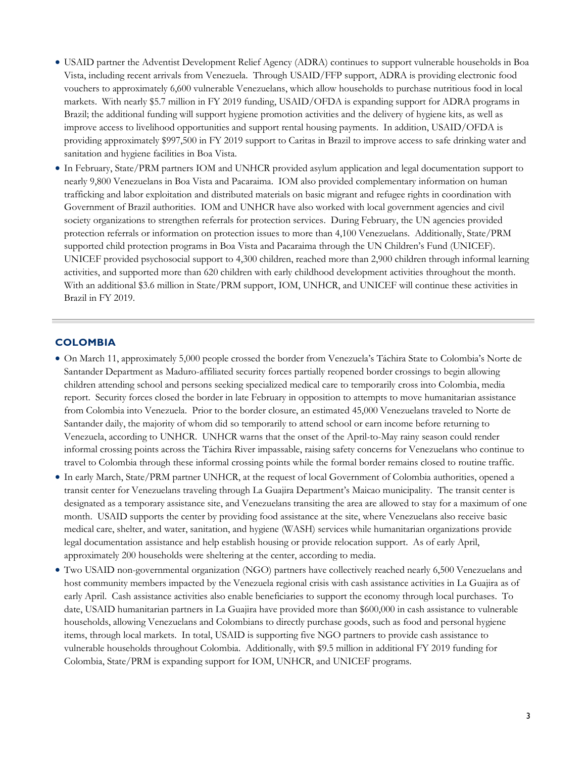- USAID partner the Adventist Development Relief Agency (ADRA) continues to support vulnerable households in Boa Vista, including recent arrivals from Venezuela. Through USAID/FFP support, ADRA is providing electronic food vouchers to approximately 6,600 vulnerable Venezuelans, which allow households to purchase nutritious food in local markets. With nearly $5.7 million in FY 2019 funding, USAID/OFDA is expanding support for ADRA programs in Brazil; the additional funding will support hygiene promotion activities and the delivery of hygiene kits, as well as improve access to livelihood opportunities and support rental housing payments. In addition, USAID/OFDA is providing approximately $997,500 in FY 2019 support to Caritas in Brazil to improve access to safe drinking water and sanitation and hygiene facilities in Boa Vista.
- In February, State/PRM partners IOM and UNHCR provided asylum application and legal documentation support to nearly 9,800 Venezuelans in Boa Vista and Pacaraima. IOM also provided complementary information on human trafficking and labor exploitation and distributed materials on basic migrant and refugee rights in coordination with Government of Brazil authorities. IOM and UNHCR have also worked with local government agencies and civil society organizations to strengthen referrals for protection services. During February, the UN agencies provided protection referrals or information on protection issues to more than 4,100 Venezuelans. Additionally, State/PRM supported child protection programs in Boa Vista and Pacaraima through the UN Children's Fund (UNICEF). UNICEF provided psychosocial support to 4,300 children, reached more than 2,900 children through informal learning activities, and supported more than 620 children with early childhood development activities throughout the month. With an additional $3.6 million in State/PRM support, IOM, UNHCR, and UNICEF will continue these activities in Brazil in FY 2019.

## COLOMBIA

- On March 11, approximately 5,000 people crossed the border from Venezuela's Táchira State to Colombia's Norte de Santander Department as Maduro-affiliated security forces partially reopened border crossings to begin allowing children attending school and persons seeking specialized medical care to temporarily cross into Colombia, media report. Security forces closed the border in late February in opposition to attempts to move humanitarian assistance from Colombia into Venezuela. Prior to the border closure, an estimated 45,000 Venezuelans traveled to Norte de Santander daily, the majority of whom did so temporarily to attend school or earn income before returning to Venezuela, according to UNHCR. UNHCR warns that the onset of the April-to-May rainy season could render informal crossing points across the Táchira River impassable, raising safety concerns for Venezuelans who continue to travel to Colombia through these informal crossing points while the formal border remains closed to routine traffic.
- In early March, State/PRM partner UNHCR, at the request of local Government of Colombia authorities, opened a transit center for Venezuelans traveling through La Guajira Department's Maicao municipality. The transit center is designated as a temporary assistance site, and Venezuelans transiting the area are allowed to stay for a maximum of one month. USAID supports the center by providing food assistance at the site, where Venezuelans also receive basic medical care, shelter, and water, sanitation, and hygiene (WASH) services while humanitarian organizations provide legal documentation assistance and help establish housing or provide relocation support. As of early April, approximately 200 households were sheltering at the center, according to media.
- Two USAID non-governmental organization (NGO) partners have collectively reached nearly 6,500 Venezuelans and host community members impacted by the Venezuela regional crisis with cash assistance activities in La Guajira as of early April. Cash assistance activities also enable beneficiaries to support the economy through local purchases. To date, USAID humanitarian partners in La Guajira have provided more than $600,000 in cash assistance to vulnerable households, allowing Venezuelans and Colombians to directly purchase goods, such as food and personal hygiene items, through local markets. In total, USAID is supporting five NGO partners to provide cash assistance to vulnerable households throughout Colombia. Additionally, with $9.5 million in additional FY 2019 funding for Colombia, State/PRM is expanding support for IOM, UNHCR, and UNICEF programs.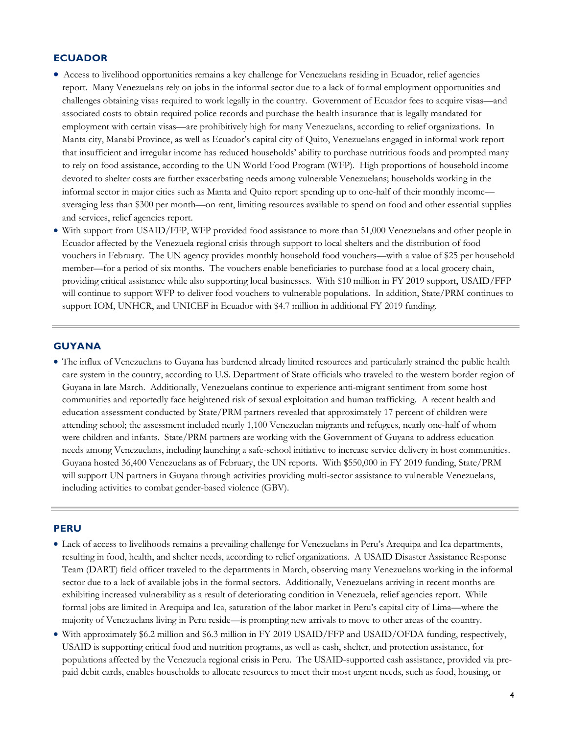## ECUADOR

- Access to livelihood opportunities remains a key challenge for Venezuelans residing in Ecuador, relief agencies report. Many Venezuelans rely on jobs in the informal sector due to a lack of formal employment opportunities and challenges obtaining visas required to work legally in the country. Government of Ecuador fees to acquire visas—and associated costs to obtain required police records and purchase the health insurance that is legally mandated for employment with certain visas—are prohibitively high for many Venezuelans, according to relief organizations. In Manta city, Manabí Province, as well as Ecuador's capital city of Quito, Venezuelans engaged in informal work report that insufficient and irregular income has reduced households' ability to purchase nutritious foods and prompted many to rely on food assistance, according to the UN World Food Program (WFP). High proportions of household income devoted to shelter costs are further exacerbating needs among vulnerable Venezuelans; households working in the informal sector in major cities such as Manta and Quito report spending up to one-half of their monthly income—averaging less than $300 per month—on rent, limiting resources available to spend on food and other essential supplies and services, relief agencies report.
- With support from USAID/FFP, WFP provided food assistance to more than 51,000 Venezuelans and other people in Ecuador affected by the Venezuela regional crisis through support to local shelters and the distribution of food vouchers in February. The UN agency provides monthly household food vouchers—with a value of $25 per household member—for a period of six months. The vouchers enable beneficiaries to purchase food at a local grocery chain, providing critical assistance while also supporting local businesses. With $10 million in FY 2019 support, USAID/FFP will continue to support WFP to deliver food vouchers to vulnerable populations. In addition, State/PRM continues to support IOM, UNHCR, and UNICEF in Ecuador with $4.7 million in additional FY 2019 funding.

## GUYANA

- The influx of Venezuelans to Guyana has burdened already limited resources and particularly strained the public health care system in the country, according to U.S. Department of State officials who traveled to the western border region of Guyana in late March. Additionally, Venezuelans continue to experience anti-migrant sentiment from some host communities and reportedly face heightened risk of sexual exploitation and human trafficking. A recent health and education assessment conducted by State/PRM partners revealed that approximately 17 percent of children were attending school; the assessment included nearly 1,100 Venezuelan migrants and refugees, nearly one-half of whom were children and infants. State/PRM partners are working with the Government of Guyana to address education needs among Venezuelans, including launching a safe-school initiative to increase service delivery in host communities. Guyana hosted 36,400 Venezuelans as of February, the UN reports. With $550,000 in FY 2019 funding, State/PRM will support UN partners in Guyana through activities providing multi-sector assistance to vulnerable Venezuelans, including activities to combat gender-based violence (GBV).

## PERU

- Lack of access to livelihoods remains a prevailing challenge for Venezuelans in Peru's Arequipa and Ica departments, resulting in food, health, and shelter needs, according to relief organizations. A USAID Disaster Assistance Response Team (DART) field officer traveled to the departments in March, observing many Venezuelans working in the informal sector due to a lack of available jobs in the formal sectors. Additionally, Venezuelans arriving in recent months are exhibiting increased vulnerability as a result of deteriorating condition in Venezuela, relief agencies report. While formal jobs are limited in Arequipa and Ica, saturation of the labor market in Peru's capital city of Lima—where the majority of Venezuelans living in Peru reside—is prompting new arrivals to move to other areas of the country.
- With approximately $6.2 million and $6.3 million in FY 2019 USAID/FFP and USAID/OFDA funding, respectively, USAID is supporting critical food and nutrition programs, as well as cash, shelter, and protection assistance, for populations affected by the Venezuela regional crisis in Peru. The USAID-supported cash assistance, provided via pre-paid debit cards, enables households to allocate resources to meet their most urgent needs, such as food, housing, or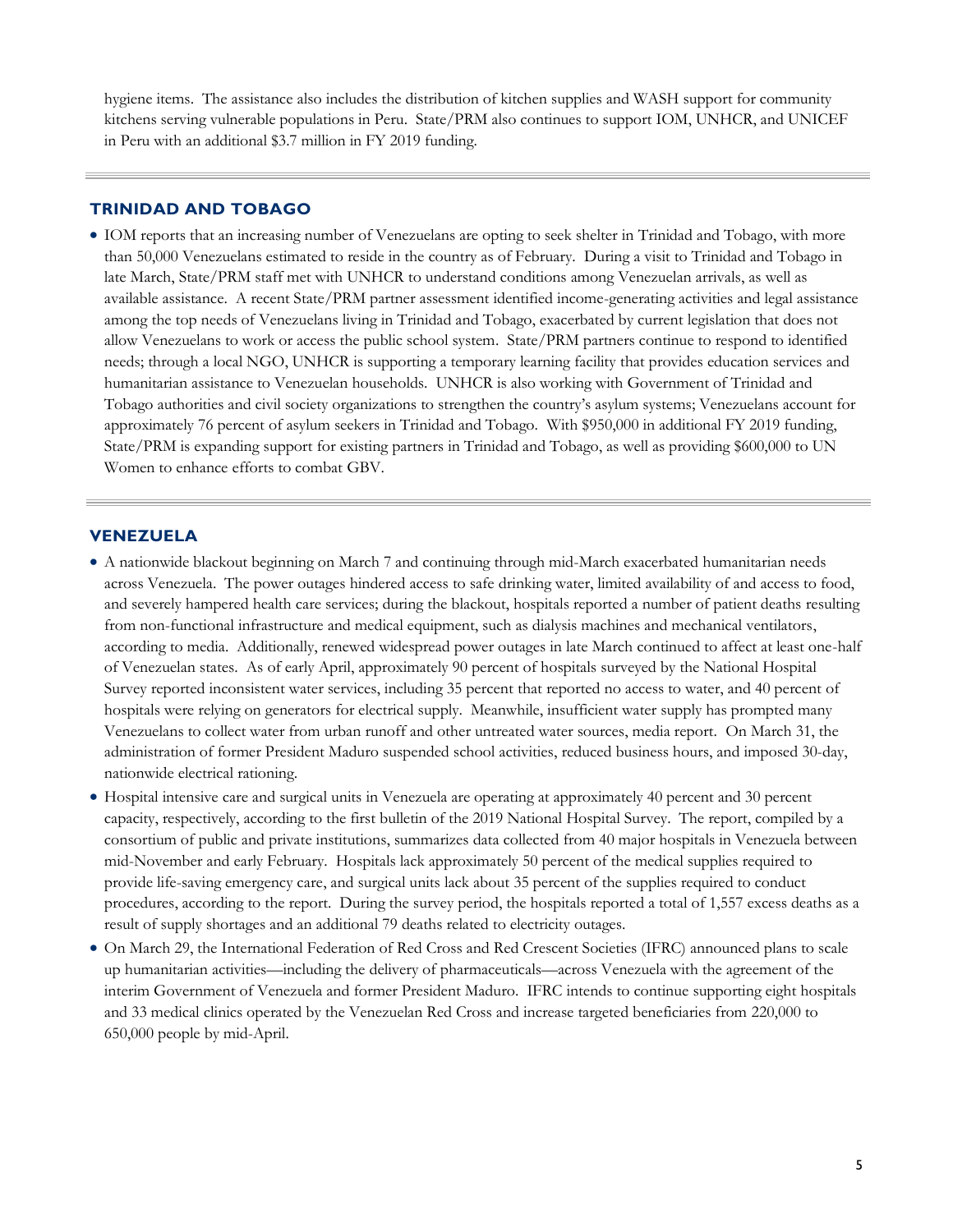hygiene items. The assistance also includes the distribution of kitchen supplies and WASH support for community kitchens serving vulnerable populations in Peru. State/PRM also continues to support IOM, UNHCR, and UNICEF in Peru with an additional $3.7 million in FY 2019 funding.

## TRINIDAD AND TOBAGO

- IOM reports that an increasing number of Venezuelans are opting to seek shelter in Trinidad and Tobago, with more than 50,000 Venezuelans estimated to reside in the country as of February. During a visit to Trinidad and Tobago in late March, State/PRM staff met with UNHCR to understand conditions among Venezuelan arrivals, as well as available assistance. A recent State/PRM partner assessment identified income-generating activities and legal assistance among the top needs of Venezuelans living in Trinidad and Tobago, exacerbated by current legislation that does not allow Venezuelans to work or access the public school system. State/PRM partners continue to respond to identified needs; through a local NGO, UNHCR is supporting a temporary learning facility that provides education services and humanitarian assistance to Venezuelan households. UNHCR is also working with Government of Trinidad and Tobago authorities and civil society organizations to strengthen the country's asylum systems; Venezuelans account for approximately 76 percent of asylum seekers in Trinidad and Tobago. With $950,000 in additional FY 2019 funding, State/PRM is expanding support for existing partners in Trinidad and Tobago, as well as providing $600,000 to UN Women to enhance efforts to combat GBV.

## VENEZUELA

- A nationwide blackout beginning on March 7 and continuing through mid-March exacerbated humanitarian needs across Venezuela. The power outages hindered access to safe drinking water, limited availability of and access to food, and severely hampered health care services; during the blackout, hospitals reported a number of patient deaths resulting from non-functional infrastructure and medical equipment, such as dialysis machines and mechanical ventilators, according to media. Additionally, renewed widespread power outages in late March continued to affect at least one-half of Venezuelan states. As of early April, approximately 90 percent of hospitals surveyed by the National Hospital Survey reported inconsistent water services, including 35 percent that reported no access to water, and 40 percent of hospitals were relying on generators for electrical supply. Meanwhile, insufficient water supply has prompted many Venezuelans to collect water from urban runoff and other untreated water sources, media report. On March 31, the administration of former President Maduro suspended school activities, reduced business hours, and imposed 30-day, nationwide electrical rationing.
- Hospital intensive care and surgical units in Venezuela are operating at approximately 40 percent and 30 percent capacity, respectively, according to the first bulletin of the 2019 National Hospital Survey. The report, compiled by a consortium of public and private institutions, summarizes data collected from 40 major hospitals in Venezuela between mid-November and early February. Hospitals lack approximately 50 percent of the medical supplies required to provide life-saving emergency care, and surgical units lack about 35 percent of the supplies required to conduct procedures, according to the report. During the survey period, the hospitals reported a total of 1,557 excess deaths as a result of supply shortages and an additional 79 deaths related to electricity outages.
- On March 29, the International Federation of Red Cross and Red Crescent Societies (IFRC) announced plans to scale up humanitarian activities—including the delivery of pharmaceuticals—across Venezuela with the agreement of the interim Government of Venezuela and former President Maduro. IFRC intends to continue supporting eight hospitals and 33 medical clinics operated by the Venezuelan Red Cross and increase targeted beneficiaries from 220,000 to 650,000 people by mid-April.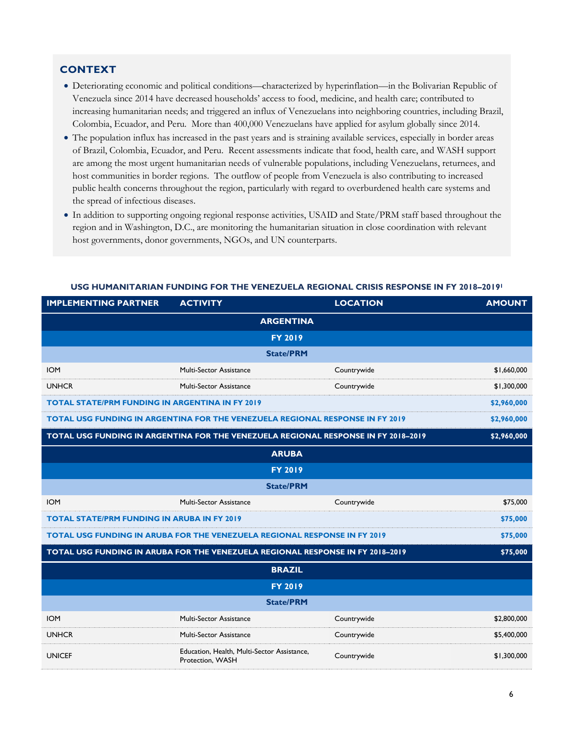## CONTEXT

- Deteriorating economic and political conditions—characterized by hyperinflation—in the Bolivarian Republic of Venezuela since 2014 have decreased households' access to food, medicine, and health care; contributed to increasing humanitarian needs; and triggered an influx of Venezuelans into neighboring countries, including Brazil, Colombia, Ecuador, and Peru. More than 400,000 Venezuelans have applied for asylum globally since 2014.
- The population influx has increased in the past years and is straining available services, especially in border areas of Brazil, Colombia, Ecuador, and Peru. Recent assessments indicate that food, health care, and WASH support are among the most urgent humanitarian needs of vulnerable populations, including Venezuelans, returnees, and host communities in border regions. The outflow of people from Venezuela is also contributing to increased public health concerns throughout the region, particularly with regard to overburdened health care systems and the spread of infectious diseases.
- In addition to supporting ongoing regional response activities, USAID and State/PRM staff based throughout the region and in Washington, D.C., are monitoring the humanitarian situation in close coordination with relevant host governments, donor governments, NGOs, and UN counterparts.

**USG HUMANITARIAN FUNDING FOR THE VENEZUELA REGIONAL CRISIS RESPONSE IN FY 2018–2019[1]**

| IMPLEMENTING PARTNER | ACTIVITY | LOCATION | AMOUNT |
|---|---|---|---|
| **ARGENTINA** | | | |
| **FY 2019** | | | |
| **State/PRM** | | | |
| IOM | Multi-Sector Assistance | Countrywide | $1,660,000 |
| UNHCR | Multi-Sector Assistance | Countrywide | $1,300,000 |
| **TOTAL STATE/PRM FUNDING IN ARGENTINA IN FY 2019** | | | **$2,960,000** |
| **TOTAL USG FUNDING IN ARGENTINA FOR THE VENEZUELA REGIONAL RESPONSE IN FY 2019** | | | **$2,960,000** |
| **TOTAL USG FUNDING IN ARGENTINA FOR THE VENEZUELA REGIONAL RESPONSE IN FY 2018–2019** | | | **$2,960,000** |
| **ARUBA** | | | |
| **FY 2019** | | | |
| **State/PRM** | | | |
| IOM | Multi-Sector Assistance | Countrywide | $75,000 |
| **TOTAL STATE/PRM FUNDING IN ARUBA IN FY 2019** | | | **$75,000** |
| **TOTAL USG FUNDING IN ARUBA FOR THE VENEZUELA REGIONAL RESPONSE IN FY 2019** | | | **$75,000** |
| **TOTAL USG FUNDING IN ARUBA FOR THE VENEZUELA REGIONAL RESPONSE IN FY 2018–2019** | | | **$75,000** |
| **BRAZIL** | | | |
| **FY 2019** | | | |
| **State/PRM** | | | |
| IOM | Multi-Sector Assistance | Countrywide | $2,800,000 |
| UNHCR | Multi-Sector Assistance | Countrywide | $5,400,000 |
| UNICEF | Education, Health, Multi-Sector Assistance, Protection, WASH | Countrywide | $1,300,000 |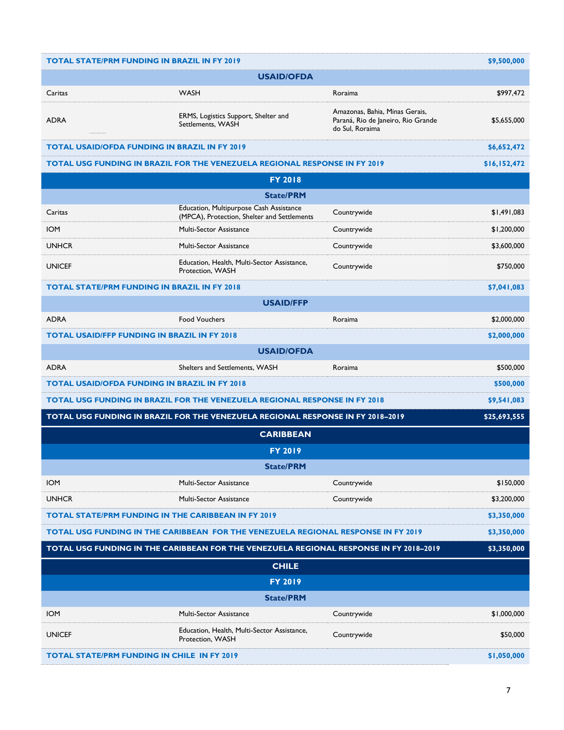| | | | |
|---|---|---|---|
| **TOTAL STATE/PRM FUNDING IN BRAZIL IN FY 2019** | | | **$9,500,000** |
| | **USAID/OFDA** | | |
| Caritas | WASH | Roraima | $997,472 |
| ADRA | ERMS, Logistics Support, Shelter and Settlements, WASH | Amazonas, Bahia, Minas Gerais, Paraná, Rio de Janeiro, Rio Grande do Sul, Roraima | $5,655,000 |
| **TOTAL USAID/OFDA FUNDING IN BRAZIL IN FY 2019** | | | **$6,652,472** |
| **TOTAL USG FUNDING IN BRAZIL FOR THE VENEZUELA REGIONAL RESPONSE IN FY 2019** | | | **$16,152,472** |
| | **FY 2018** | | |
| | **State/PRM** | | |
| Caritas | Education, Multipurpose Cash Assistance (MPCA), Protection, Shelter and Settlements | Countrywide | $1,491,083 |
| IOM | Multi-Sector Assistance | Countrywide | $1,200,000 |
| UNHCR | Multi-Sector Assistance | Countrywide | $3,600,000 |
| UNICEF | Education, Health, Multi-Sector Assistance, Protection, WASH | Countrywide | $750,000 |
| **TOTAL STATE/PRM FUNDING IN BRAZIL IN FY 2018** | | | **$7,041,083** |
| | **USAID/FFP** | | |
| ADRA | Food Vouchers | Roraima | $2,000,000 |
| **TOTAL USAID/FFP FUNDING IN BRAZIL IN FY 2018** | | | **$2,000,000** |
| | **USAID/OFDA** | | |
| ADRA | Shelters and Settlements, WASH | Roraima | $500,000 |
| **TOTAL USAID/OFDA FUNDING IN BRAZIL IN FY 2018** | | | **$500,000** |
| **TOTAL USG FUNDING IN BRAZIL FOR THE VENEZUELA REGIONAL RESPONSE IN FY 2018** | | | **$9,541,083** |
| **TOTAL USG FUNDING IN BRAZIL FOR THE VENEZUELA REGIONAL RESPONSE IN FY 2018–2019** | | | **$25,693,555** |
| | **CARIBBEAN** | | |
| | **FY 2019** | | |
| | **State/PRM** | | |
| IOM | Multi-Sector Assistance | Countrywide | $150,000 |
| UNHCR | Multi-Sector Assistance | Countrywide | $3,200,000 |
| **TOTAL STATE/PRM FUNDING IN THE CARIBBEAN IN FY 2019** | | | **$3,350,000** |
| **TOTAL USG FUNDING IN THE CARIBBEAN FOR THE VENEZUELA REGIONAL RESPONSE IN FY 2019** | | | **$3,350,000** |
| **TOTAL USG FUNDING IN THE CARIBBEAN FOR THE VENEZUELA REGIONAL RESPONSE IN FY 2018–2019** | | | **$3,350,000** |
| | **CHILE** | | |
| | **FY 2019** | | |
| | **State/PRM** | | |
| IOM | Multi-Sector Assistance | Countrywide | $1,000,000 |
| UNICEF | Education, Health, Multi-Sector Assistance, Protection, WASH | Countrywide | $50,000 |
| **TOTAL STATE/PRM FUNDING IN CHILE IN FY 2019** | | | **$1,050,000** |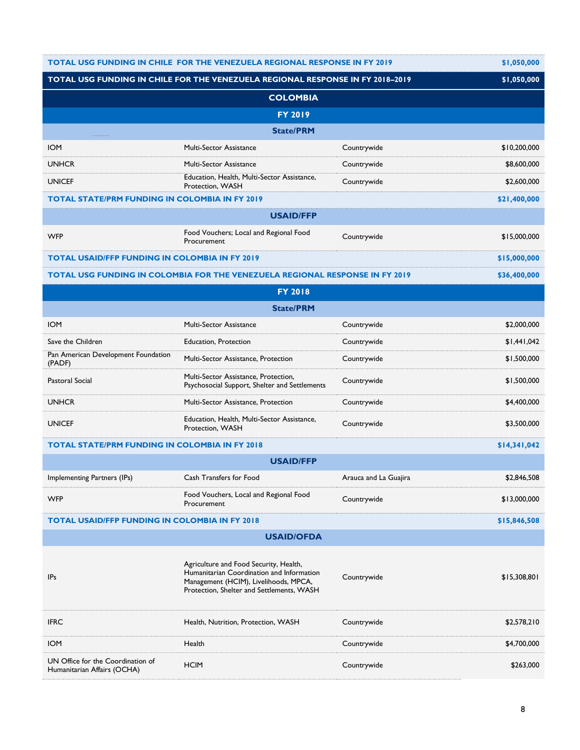| | | | |
|---|---|---|---|
| **TOTAL USG FUNDING IN CHILE FOR THE VENEZUELA REGIONAL RESPONSE IN FY 2019** | | | **$1,050,000** |
| **TOTAL USG FUNDING IN CHILE FOR THE VENEZUELA REGIONAL RESPONSE IN FY 2018–2019** | | | **$1,050,000** |
| **COLOMBIA** | | | |
| **FY 2019** | | | |
| **State/PRM** | | | |
| IOM | Multi-Sector Assistance | Countrywide | $10,200,000 |
| UNHCR | Multi-Sector Assistance | Countrywide | $8,600,000 |
| UNICEF | Education, Health, Multi-Sector Assistance, Protection, WASH | Countrywide | $2,600,000 |
| **TOTAL STATE/PRM FUNDING IN COLOMBIA IN FY 2019** | | | **$21,400,000** |
| **USAID/FFP** | | | |
| WFP | Food Vouchers; Local and Regional Food Procurement | Countrywide | $15,000,000 |
| **TOTAL USAID/FFP FUNDING IN COLOMBIA IN FY 2019** | | | **$15,000,000** |
| **TOTAL USG FUNDING IN COLOMBIA FOR THE VENEZUELA REGIONAL RESPONSE IN FY 2019** | | | **$36,400,000** |
| **FY 2018** | | | |
| **State/PRM** | | | |
| IOM | Multi-Sector Assistance | Countrywide | $2,000,000 |
| Save the Children | Education, Protection | Countrywide | $1,441,042 |
| Pan American Development Foundation (PADF) | Multi-Sector Assistance, Protection | Countrywide | $1,500,000 |
| Pastoral Social | Multi-Sector Assistance, Protection, Psychosocial Support, Shelter and Settlements | Countrywide | $1,500,000 |
| UNHCR | Multi-Sector Assistance, Protection | Countrywide | $4,400,000 |
| UNICEF | Education, Health, Multi-Sector Assistance, Protection, WASH | Countrywide | $3,500,000 |
| **TOTAL STATE/PRM FUNDING IN COLOMBIA IN FY 2018** | | | **$14,341,042** |
| **USAID/FFP** | | | |
| Implementing Partners (IPs) | Cash Transfers for Food | Arauca and La Guajira | $2,846,508 |
| WFP | Food Vouchers, Local and Regional Food Procurement | Countrywide | $13,000,000 |
| **TOTAL USAID/FFP FUNDING IN COLOMBIA IN FY 2018** | | | **$15,846,508** |
| **USAID/OFDA** | | | |
| IPs | Agriculture and Food Security, Health, Humanitarian Coordination and Information Management (HCIM), Livelihoods, MPCA, Protection, Shelter and Settlements, WASH | Countrywide | $15,308,801 |
| IFRC | Health, Nutrition, Protection, WASH | Countrywide | $2,578,210 |
| IOM | Health | Countrywide | $4,700,000 |
| UN Office for the Coordination of Humanitarian Affairs (OCHA) | HCIM | Countrywide | $263,000 |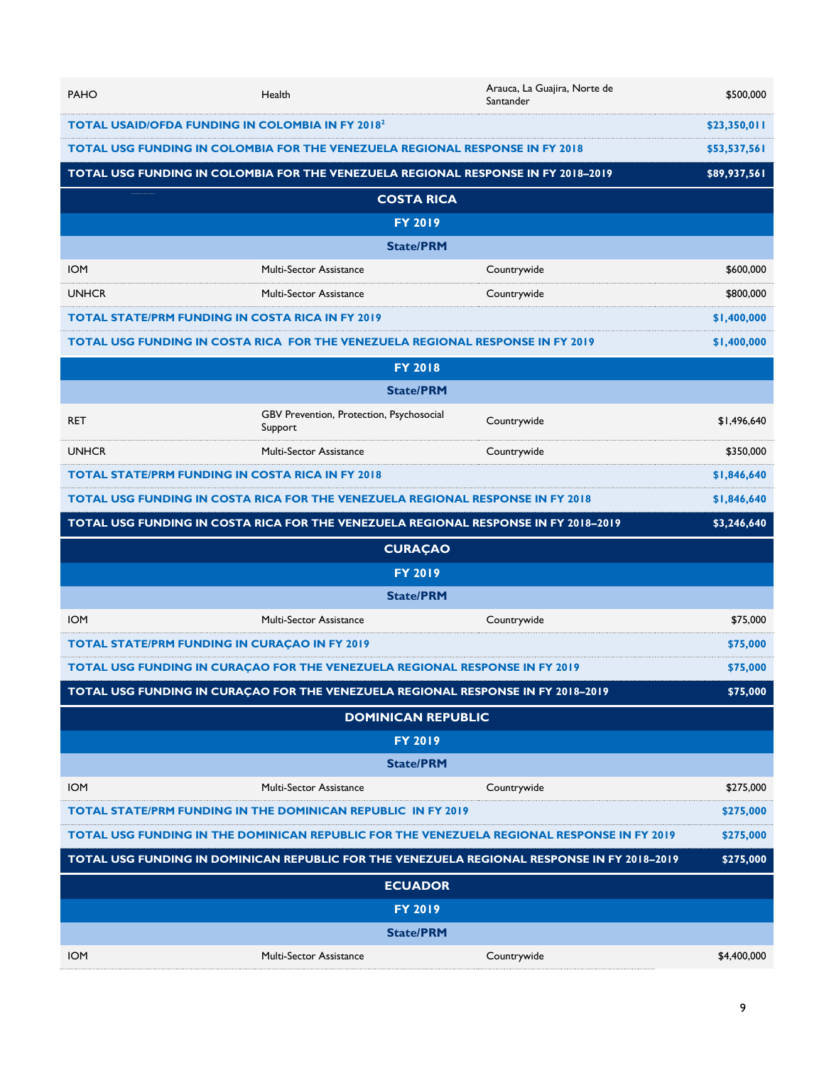| | | | |
|---|---|---|---|
| PAHO | Health | Arauca, La Guajira, Norte de Santander | $500,000 |
| **TOTAL USAID/OFDA FUNDING IN COLOMBIA IN FY 2018[2]** | | | **$23,350,011** |
| **TOTAL USG FUNDING IN COLOMBIA FOR THE VENEZUELA REGIONAL RESPONSE IN FY 2018** | | | **$53,537,561** |
| **TOTAL USG FUNDING IN COLOMBIA FOR THE VENEZUELA REGIONAL RESPONSE IN FY 2018–2019** | | | **$89,937,561** |
| **COSTA RICA** | | | |
| **FY 2019** | | | |
| **State/PRM** | | | |
| IOM | Multi-Sector Assistance | Countrywide | $600,000 |
| UNHCR | Multi-Sector Assistance | Countrywide | $800,000 |
| **TOTAL STATE/PRM FUNDING IN COSTA RICA IN FY 2019** | | | **$1,400,000** |
| **TOTAL USG FUNDING IN COSTA RICA FOR THE VENEZUELA REGIONAL RESPONSE IN FY 2019** | | | **$1,400,000** |
| **FY 2018** | | | |
| **State/PRM** | | | |
| RET | GBV Prevention, Protection, Psychosocial Support | Countrywide | $1,496,640 |
| UNHCR | Multi-Sector Assistance | Countrywide | $350,000 |
| **TOTAL STATE/PRM FUNDING IN COSTA RICA IN FY 2018** | | | **$1,846,640** |
| **TOTAL USG FUNDING IN COSTA RICA FOR THE VENEZUELA REGIONAL RESPONSE IN FY 2018** | | | **$1,846,640** |
| **TOTAL USG FUNDING IN COSTA RICA FOR THE VENEZUELA REGIONAL RESPONSE IN FY 2018–2019** | | | **$3,246,640** |
| **CURAÇAO** | | | |
| **FY 2019** | | | |
| **State/PRM** | | | |
| IOM | Multi-Sector Assistance | Countrywide | $75,000 |
| **TOTAL STATE/PRM FUNDING IN CURAÇAO IN FY 2019** | | | **$75,000** |
| **TOTAL USG FUNDING IN CURAÇAO FOR THE VENEZUELA REGIONAL RESPONSE IN FY 2019** | | | **$75,000** |
| **TOTAL USG FUNDING IN CURAÇAO FOR THE VENEZUELA REGIONAL RESPONSE IN FY 2018–2019** | | | **$75,000** |
| **DOMINICAN REPUBLIC** | | | |
| **FY 2019** | | | |
| **State/PRM** | | | |
| IOM | Multi-Sector Assistance | Countrywide | $275,000 |
| **TOTAL STATE/PRM FUNDING IN THE DOMINICAN REPUBLIC IN FY 2019** | | | **$275,000** |
| **TOTAL USG FUNDING IN THE DOMINICAN REPUBLIC FOR THE VENEZUELA REGIONAL RESPONSE IN FY 2019** | | | **$275,000** |
| **TOTAL USG FUNDING IN DOMINICAN REPUBLIC FOR THE VENEZUELA REGIONAL RESPONSE IN FY 2018–2019** | | | **$275,000** |
| **ECUADOR** | | | |
| **FY 2019** | | | |
| **State/PRM** | | | |
| IOM | Multi-Sector Assistance | Countrywide | $4,400,000 |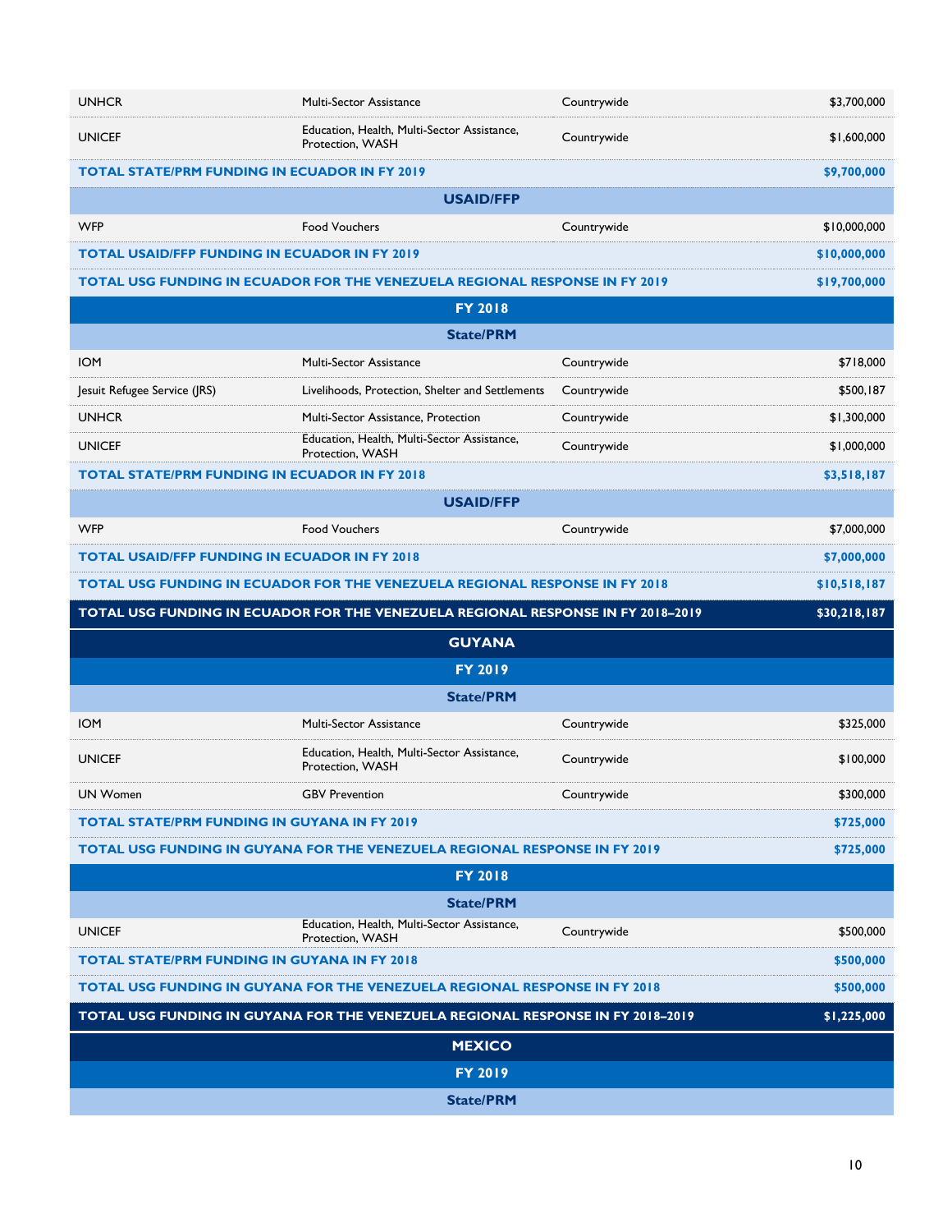| | | | |
|---|---|---|---|
| UNHCR | Multi-Sector Assistance | Countrywide | $3,700,000 |
| UNICEF | Education, Health, Multi-Sector Assistance, Protection, WASH | Countrywide | $1,600,000 |
| **TOTAL STATE/PRM FUNDING IN ECUADOR IN FY 2019** | | | **$9,700,000** |
| **USAID/FFP** | | | |
| WFP | Food Vouchers | Countrywide | $10,000,000 |
| **TOTAL USAID/FFP FUNDING IN ECUADOR IN FY 2019** | | | **$10,000,000** |
| **TOTAL USG FUNDING IN ECUADOR FOR THE VENEZUELA REGIONAL RESPONSE IN FY 2019** | | | **$19,700,000** |
| **FY 2018** | | | |
| **State/PRM** | | | |
| IOM | Multi-Sector Assistance | Countrywide | $718,000 |
| Jesuit Refugee Service (JRS) | Livelihoods, Protection, Shelter and Settlements | Countrywide | $500,187 |
| UNHCR | Multi-Sector Assistance, Protection | Countrywide | $1,300,000 |
| UNICEF | Education, Health, Multi-Sector Assistance, Protection, WASH | Countrywide | $1,000,000 |
| **TOTAL STATE/PRM FUNDING IN ECUADOR IN FY 2018** | | | **$3,518,187** |
| **USAID/FFP** | | | |
| WFP | Food Vouchers | Countrywide | $7,000,000 |
| **TOTAL USAID/FFP FUNDING IN ECUADOR IN FY 2018** | | | **$7,000,000** |
| **TOTAL USG FUNDING IN ECUADOR FOR THE VENEZUELA REGIONAL RESPONSE IN FY 2018** | | | **$10,518,187** |
| **TOTAL USG FUNDING IN ECUADOR FOR THE VENEZUELA REGIONAL RESPONSE IN FY 2018–2019** | | | **$30,218,187** |
| **GUYANA** | | | |
| **FY 2019** | | | |
| **State/PRM** | | | |
| IOM | Multi-Sector Assistance | Countrywide | $325,000 |
| UNICEF | Education, Health, Multi-Sector Assistance, Protection, WASH | Countrywide | $100,000 |
| UN Women | GBV Prevention | Countrywide | $300,000 |
| **TOTAL STATE/PRM FUNDING IN GUYANA IN FY 2019** | | | **$725,000** |
| **TOTAL USG FUNDING IN GUYANA FOR THE VENEZUELA REGIONAL RESPONSE IN FY 2019** | | | **$725,000** |
| **FY 2018** | | | |
| **State/PRM** | | | |
| UNICEF | Education, Health, Multi-Sector Assistance, Protection, WASH | Countrywide | $500,000 |
| **TOTAL STATE/PRM FUNDING IN GUYANA IN FY 2018** | | | **$500,000** |
| **TOTAL USG FUNDING IN GUYANA FOR THE VENEZUELA REGIONAL RESPONSE IN FY 2018** | | | **$500,000** |
| **TOTAL USG FUNDING IN GUYANA FOR THE VENEZUELA REGIONAL RESPONSE IN FY 2018–2019** | | | **$1,225,000** |
| **MEXICO** | | | |
| **FY 2019** | | | |
| **State/PRM** | | | |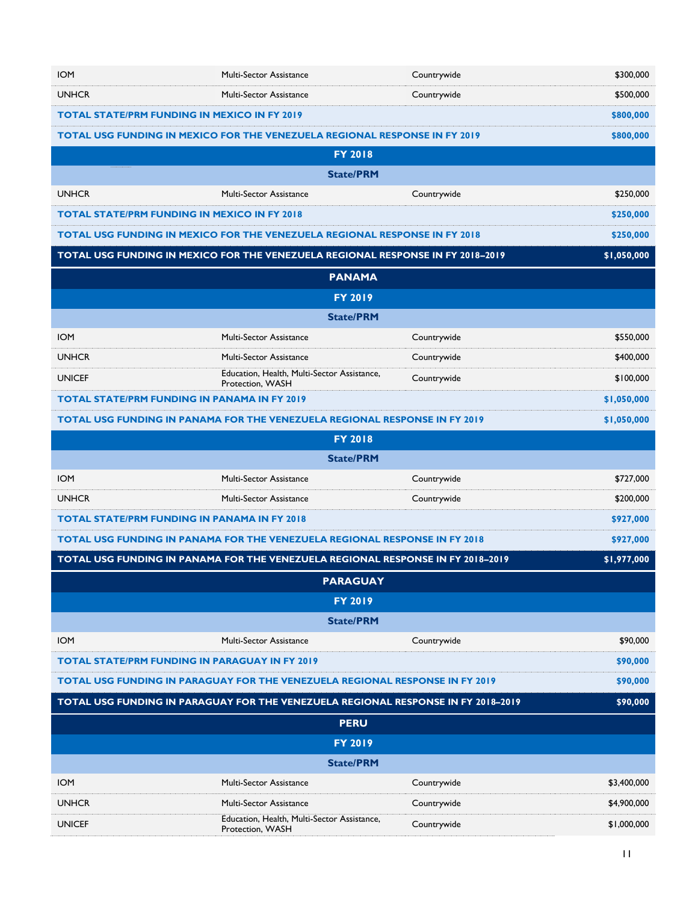| | | | |
|---|---|---|---|
| IOM | Multi-Sector Assistance | Countrywide | $300,000 |
| UNHCR | Multi-Sector Assistance | Countrywide | $500,000 |
| **TOTAL STATE/PRM FUNDING IN MEXICO IN FY 2019** | | | **$800,000** |
| **TOTAL USG FUNDING IN MEXICO FOR THE VENEZUELA REGIONAL RESPONSE IN FY 2019** | | | **$800,000** |
| **FY 2018** | | | |
| **State/PRM** | | | |
| UNHCR | Multi-Sector Assistance | Countrywide | $250,000 |
| **TOTAL STATE/PRM FUNDING IN MEXICO IN FY 2018** | | | **$250,000** |
| **TOTAL USG FUNDING IN MEXICO FOR THE VENEZUELA REGIONAL RESPONSE IN FY 2018** | | | **$250,000** |
| **TOTAL USG FUNDING IN MEXICO FOR THE VENEZUELA REGIONAL RESPONSE IN FY 2018–2019** | | | **$1,050,000** |
| **PANAMA** | | | |
| **FY 2019** | | | |
| **State/PRM** | | | |
| IOM | Multi-Sector Assistance | Countrywide | $550,000 |
| UNHCR | Multi-Sector Assistance | Countrywide | $400,000 |
| UNICEF | Education, Health, Multi-Sector Assistance, Protection, WASH | Countrywide | $100,000 |
| **TOTAL STATE/PRM FUNDING IN PANAMA IN FY 2019** | | | **$1,050,000** |
| **TOTAL USG FUNDING IN PANAMA FOR THE VENEZUELA REGIONAL RESPONSE IN FY 2019** | | | **$1,050,000** |
| **FY 2018** | | | |
| **State/PRM** | | | |
| IOM | Multi-Sector Assistance | Countrywide | $727,000 |
| UNHCR | Multi-Sector Assistance | Countrywide | $200,000 |
| **TOTAL STATE/PRM FUNDING IN PANAMA IN FY 2018** | | | **$927,000** |
| **TOTAL USG FUNDING IN PANAMA FOR THE VENEZUELA REGIONAL RESPONSE IN FY 2018** | | | **$927,000** |
| **TOTAL USG FUNDING IN PANAMA FOR THE VENEZUELA REGIONAL RESPONSE IN FY 2018–2019** | | | **$1,977,000** |
| **PARAGUAY** | | | |
| **FY 2019** | | | |
| **State/PRM** | | | |
| IOM | Multi-Sector Assistance | Countrywide | $90,000 |
| **TOTAL STATE/PRM FUNDING IN PARAGUAY IN FY 2019** | | | **$90,000** |
| **TOTAL USG FUNDING IN PARAGUAY FOR THE VENEZUELA REGIONAL RESPONSE IN FY 2019** | | | **$90,000** |
| **TOTAL USG FUNDING IN PARAGUAY FOR THE VENEZUELA REGIONAL RESPONSE IN FY 2018–2019** | | | **$90,000** |
| **PERU** | | | |
| **FY 2019** | | | |
| **State/PRM** | | | |
| IOM | Multi-Sector Assistance | Countrywide | $3,400,000 |
| UNHCR | Multi-Sector Assistance | Countrywide | $4,900,000 |
| UNICEF | Education, Health, Multi-Sector Assistance, Protection, WASH | Countrywide | $1,000,000 |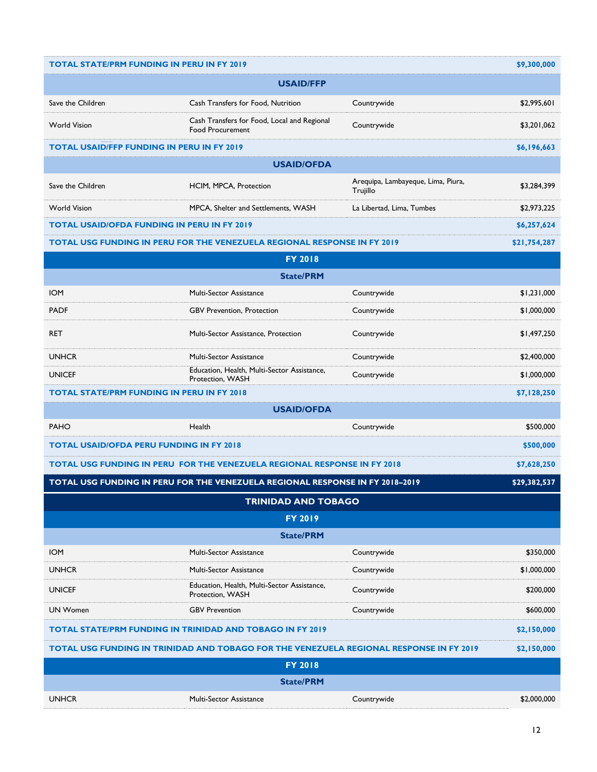| | | | |
|---|---|---|---|
| **TOTAL STATE/PRM FUNDING IN PERU IN FY 2019** | | | **$9,300,000** |
| | **USAID/FFP** | | |
| Save the Children | Cash Transfers for Food, Nutrition | Countrywide | $2,995,601 |
| World Vision | Cash Transfers for Food, Local and Regional Food Procurement | Countrywide | $3,201,062 |
| **TOTAL USAID/FFP FUNDING IN PERU IN FY 2019** | | | **$6,196,663** |
| | **USAID/OFDA** | | |
| Save the Children | HCIM, MPCA, Protection | Arequipa, Lambayeque, Lima, Piura, Trujillo | $3,284,399 |
| World Vision | MPCA, Shelter and Settlements, WASH | La Libertad, Lima, Tumbes | $2,973,225 |
| **TOTAL USAID/OFDA FUNDING IN PERU IN FY 2019** | | | **$6,257,624** |
| **TOTAL USG FUNDING IN PERU FOR THE VENEZUELA REGIONAL RESPONSE IN FY 2019** | | | **$21,754,287** |
| | **FY 2018** | | |
| | **State/PRM** | | |
| IOM | Multi-Sector Assistance | Countrywide | $1,231,000 |
| PADF | GBV Prevention, Protection | Countrywide | $1,000,000 |
| RET | Multi-Sector Assistance, Protection | Countrywide | $1,497,250 |
| UNHCR | Multi-Sector Assistance | Countrywide | $2,400,000 |
| UNICEF | Education, Health, Multi-Sector Assistance, Protection, WASH | Countrywide | $1,000,000 |
| **TOTAL STATE/PRM FUNDING IN PERU IN FY 2018** | | | **$7,128,250** |
| | **USAID/OFDA** | | |
| PAHO | Health | Countrywide | $500,000 |
| **TOTAL USAID/OFDA PERU FUNDING IN FY 2018** | | | **$500,000** |
| **TOTAL USG FUNDING IN PERU FOR THE VENEZUELA REGIONAL RESPONSE IN FY 2018** | | | **$7,628,250** |
| **TOTAL USG FUNDING IN PERU FOR THE VENEZUELA REGIONAL RESPONSE IN FY 2018–2019** | | | **$29,382,537** |
| | **TRINIDAD AND TOBAGO** | | |
| | **FY 2019** | | |
| | **State/PRM** | | |
| IOM | Multi-Sector Assistance | Countrywide | $350,000 |
| UNHCR | Multi-Sector Assistance | Countrywide | $1,000,000 |
| UNICEF | Education, Health, Multi-Sector Assistance, Protection, WASH | Countrywide | $200,000 |
| UN Women | GBV Prevention | Countrywide | $600,000 |
| **TOTAL STATE/PRM FUNDING IN TRINIDAD AND TOBAGO IN FY 2019** | | | **$2,150,000** |
| **TOTAL USG FUNDING IN TRINIDAD AND TOBAGO FOR THE VENEZUELA REGIONAL RESPONSE IN FY 2019** | | | **$2,150,000** |
| | **FY 2018** | | |
| | **State/PRM** | | |
| UNHCR | Multi-Sector Assistance | Countrywide | $2,000,000 |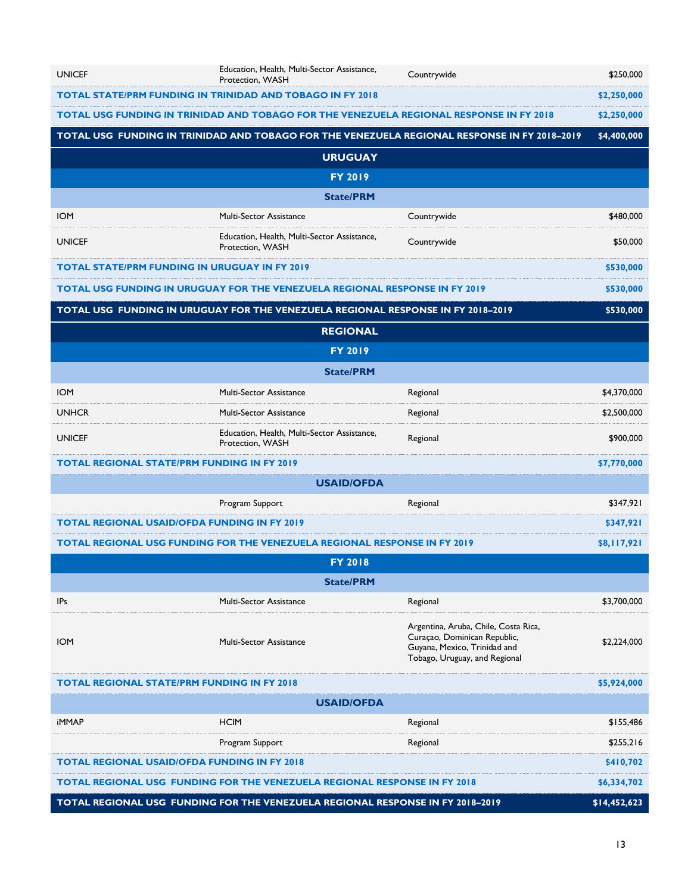| | | | |
|---|---|---|---|
| UNICEF | Education, Health, Multi-Sector Assistance, Protection, WASH | Countrywide | $250,000 |
| **TOTAL STATE/PRM FUNDING IN TRINIDAD AND TOBAGO IN FY 2018** | | | **$2,250,000** |
| **TOTAL USG FUNDING IN TRINIDAD AND TOBAGO FOR THE VENEZUELA REGIONAL RESPONSE IN FY 2018** | | | **$2,250,000** |
| **TOTAL USG FUNDING IN TRINIDAD AND TOBAGO FOR THE VENEZUELA REGIONAL RESPONSE IN FY 2018–2019** | | | **$4,400,000** |
| **URUGUAY** | | | |
| **FY 2019** | | | |
| **State/PRM** | | | |
| IOM | Multi-Sector Assistance | Countrywide | $480,000 |
| UNICEF | Education, Health, Multi-Sector Assistance, Protection, WASH | Countrywide | $50,000 |
| **TOTAL STATE/PRM FUNDING IN URUGUAY IN FY 2019** | | | **$530,000** |
| **TOTAL USG FUNDING IN URUGUAY FOR THE VENEZUELA REGIONAL RESPONSE IN FY 2019** | | | **$530,000** |
| **TOTAL USG FUNDING IN URUGUAY FOR THE VENEZUELA REGIONAL RESPONSE IN FY 2018–2019** | | | **$530,000** |
| **REGIONAL** | | | |
| **FY 2019** | | | |
| **State/PRM** | | | |
| IOM | Multi-Sector Assistance | Regional | $4,370,000 |
| UNHCR | Multi-Sector Assistance | Regional | $2,500,000 |
| UNICEF | Education, Health, Multi-Sector Assistance, Protection, WASH | Regional | $900,000 |
| **TOTAL REGIONAL STATE/PRM FUNDING IN FY 2019** | | | **$7,770,000** |
| **USAID/OFDA** | | | |
| | Program Support | Regional | $347,921 |
| **TOTAL REGIONAL USAID/OFDA FUNDING IN FY 2019** | | | **$347,921** |
| **TOTAL REGIONAL USG FUNDING FOR THE VENEZUELA REGIONAL RESPONSE IN FY 2019** | | | **$8,117,921** |
| **FY 2018** | | | |
| **State/PRM** | | | |
| IPs | Multi-Sector Assistance | Regional | $3,700,000 |
| IOM | Multi-Sector Assistance | Argentina, Aruba, Chile, Costa Rica, Curaçao, Dominican Republic, Guyana, Mexico, Trinidad and Tobago, Uruguay, and Regional | $2,224,000 |
| **TOTAL REGIONAL STATE/PRM FUNDING IN FY 2018** | | | **$5,924,000** |
| **USAID/OFDA** | | | |
| iMMAP | HCIM | Regional | $155,486 |
| | Program Support | Regional | $255,216 |
| **TOTAL REGIONAL USAID/OFDA FUNDING IN FY 2018** | | | **$410,702** |
| **TOTAL REGIONAL USG FUNDING FOR THE VENEZUELA REGIONAL RESPONSE IN FY 2018** | | | **$6,334,702** |
| **TOTAL REGIONAL USG FUNDING FOR THE VENEZUELA REGIONAL RESPONSE IN FY 2018–2019** | | | **$14,452,623** |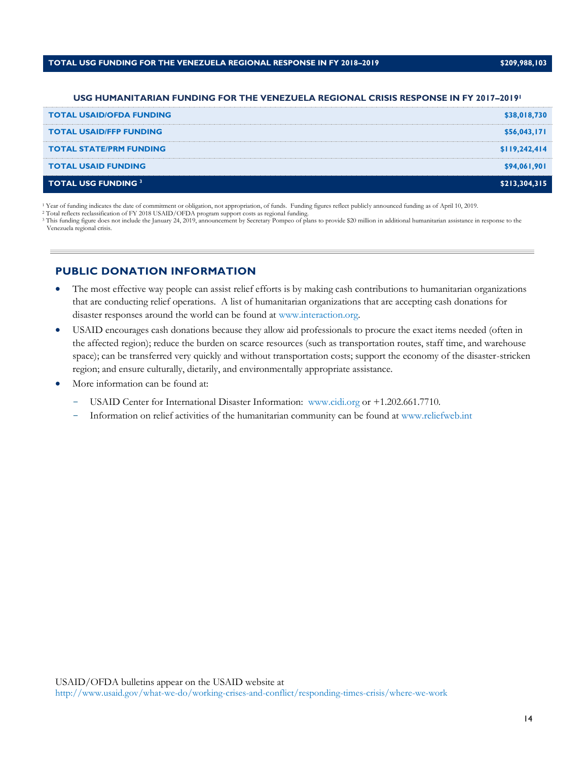| TOTAL USG FUNDING FOR THE VENEZUELA REGIONAL RESPONSE IN FY 2018–2019 | $209,988,103 |
| --- | --- |

**USG HUMANITARIAN FUNDING FOR THE VENEZUELA REGIONAL CRISIS RESPONSE IN FY 2017–2019[1]**

| | |
| --- | --- |
| TOTAL USAID/OFDA FUNDING | $38,018,730 |
| TOTAL USAID/FFP FUNDING | $56,043,171 |
| TOTAL STATE/PRM FUNDING | $119,242,414 |
| TOTAL USAID FUNDING | $94,061,901 |
| **TOTAL USG FUNDING [3]** | **$213,304,315** |

[1] Year of funding indicates the date of commitment or obligation, not appropriation, of funds. Funding figures reflect publicly announced funding as of April 10, 2019.
[2] Total reflects reclassification of FY 2018 USAID/OFDA program support costs as regional funding.
[3] This funding figure does not include the January 24, 2019, announcement by Secretary Pompeo of plans to provide $20 million in additional humanitarian assistance in response to the Venezuela regional crisis.

## PUBLIC DONATION INFORMATION

- The most effective way people can assist relief efforts is by making cash contributions to humanitarian organizations that are conducting relief operations. A list of humanitarian organizations that are accepting cash donations for disaster responses around the world can be found at www.interaction.org.
- USAID encourages cash donations because they allow aid professionals to procure the exact items needed (often in the affected region); reduce the burden on scarce resources (such as transportation routes, staff time, and warehouse space); can be transferred very quickly and without transportation costs; support the economy of the disaster-stricken region; and ensure culturally, dietarily, and environmentally appropriate assistance.
- More information can be found at:
  - USAID Center for International Disaster Information: www.cidi.org or +1.202.661.7710.
  - Information on relief activities of the humanitarian community can be found at www.reliefweb.int

USAID/OFDA bulletins appear on the USAID website at
http://www.usaid.gov/what-we-do/working-crises-and-conflict/responding-times-crisis/where-we-work